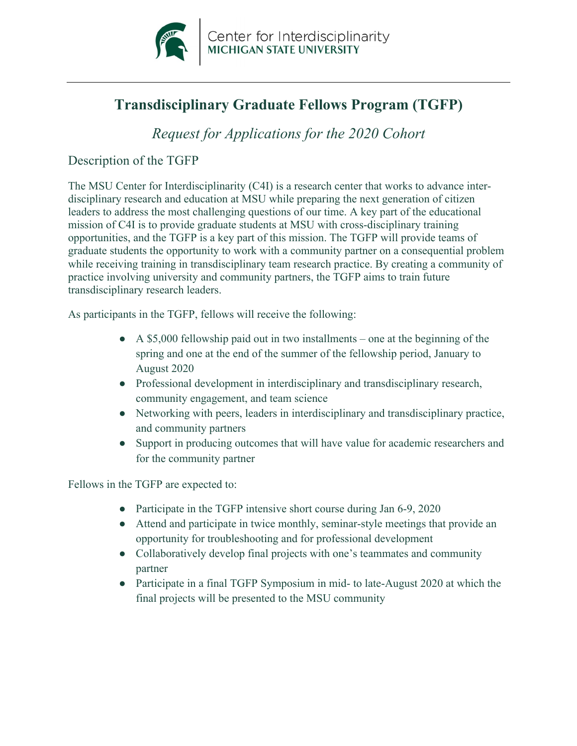Center for Interdisciplinarity
MICHIGAN STATE UNIVERSITY

# Transdisciplinary Graduate Fellows Program (TGFP)

*Request for Applications for the 2020 Cohort*

## Description of the TGFP

The MSU Center for Interdisciplinarity (C4I) is a research center that works to advance inter-disciplinary research and education at MSU while preparing the next generation of citizen leaders to address the most challenging questions of our time. A key part of the educational mission of C4I is to provide graduate students at MSU with cross-disciplinary training opportunities, and the TGFP is a key part of this mission. The TGFP will provide teams of graduate students the opportunity to work with a community partner on a consequential problem while receiving training in transdisciplinary team research practice. By creating a community of practice involving university and community partners, the TGFP aims to train future transdisciplinary research leaders.

As participants in the TGFP, fellows will receive the following:

- A $5,000 fellowship paid out in two installments – one at the beginning of the spring and one at the end of the summer of the fellowship period, January to August 2020
- Professional development in interdisciplinary and transdisciplinary research, community engagement, and team science
- Networking with peers, leaders in interdisciplinary and transdisciplinary practice, and community partners
- Support in producing outcomes that will have value for academic researchers and for the community partner

Fellows in the TGFP are expected to:

- Participate in the TGFP intensive short course during Jan 6-9, 2020
- Attend and participate in twice monthly, seminar-style meetings that provide an opportunity for troubleshooting and for professional development
- Collaboratively develop final projects with one's teammates and community partner
- Participate in a final TGFP Symposium in mid- to late-August 2020 at which the final projects will be presented to the MSU community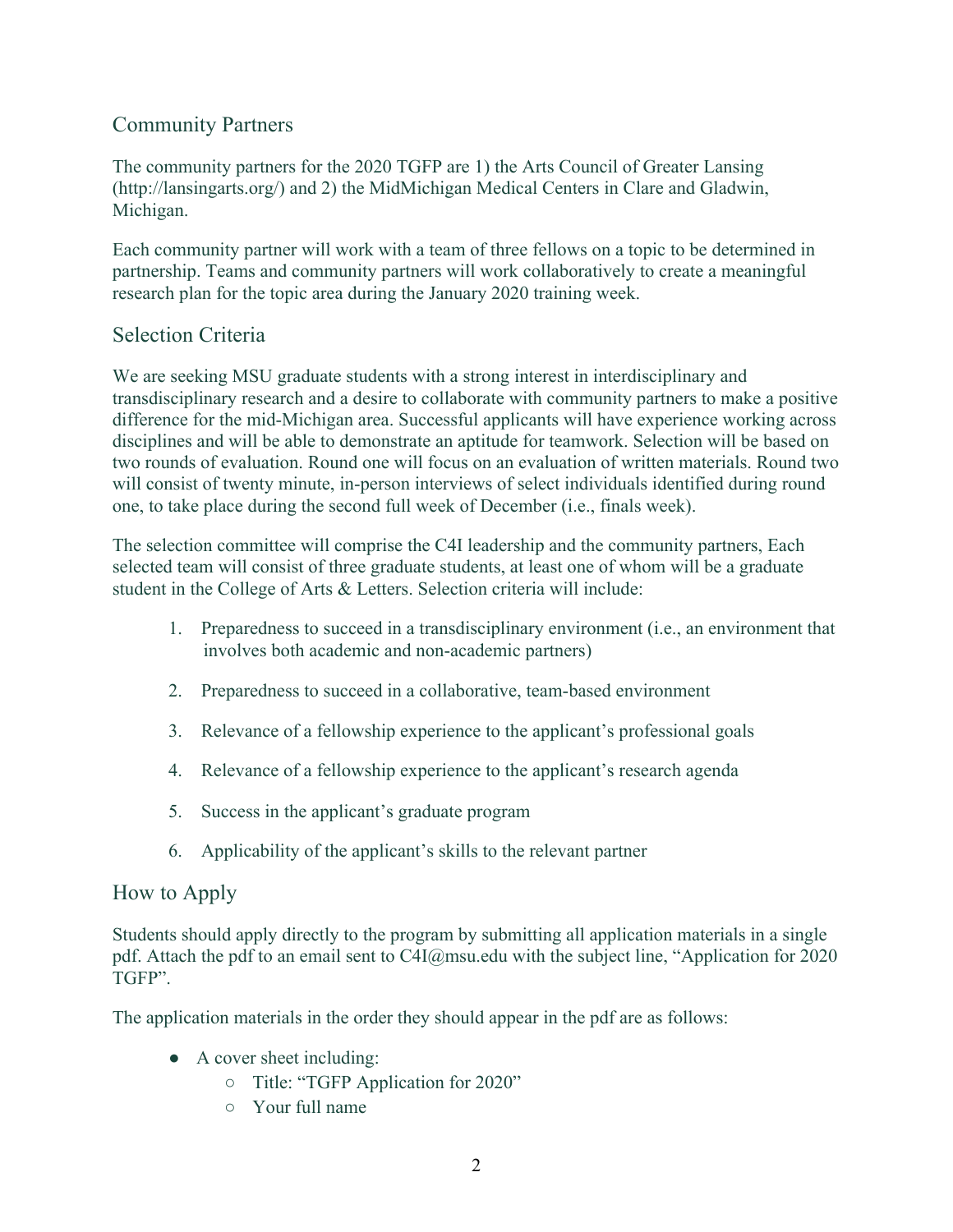## Community Partners

The community partners for the 2020 TGFP are 1) the Arts Council of Greater Lansing (http://lansingarts.org/) and 2) the MidMichigan Medical Centers in Clare and Gladwin, Michigan.

Each community partner will work with a team of three fellows on a topic to be determined in partnership. Teams and community partners will work collaboratively to create a meaningful research plan for the topic area during the January 2020 training week.

## Selection Criteria

We are seeking MSU graduate students with a strong interest in interdisciplinary and transdisciplinary research and a desire to collaborate with community partners to make a positive difference for the mid-Michigan area. Successful applicants will have experience working across disciplines and will be able to demonstrate an aptitude for teamwork. Selection will be based on two rounds of evaluation. Round one will focus on an evaluation of written materials. Round two will consist of twenty minute, in-person interviews of select individuals identified during round one, to take place during the second full week of December (i.e., finals week).

The selection committee will comprise the C4I leadership and the community partners, Each selected team will consist of three graduate students, at least one of whom will be a graduate student in the College of Arts & Letters. Selection criteria will include:

1. Preparedness to succeed in a transdisciplinary environment (i.e., an environment that involves both academic and non-academic partners)
2. Preparedness to succeed in a collaborative, team-based environment
3. Relevance of a fellowship experience to the applicant's professional goals
4. Relevance of a fellowship experience to the applicant's research agenda
5. Success in the applicant's graduate program
6. Applicability of the applicant's skills to the relevant partner

## How to Apply

Students should apply directly to the program by submitting all application materials in a single pdf. Attach the pdf to an email sent to C4I@msu.edu with the subject line, "Application for 2020 TGFP".

The application materials in the order they should appear in the pdf are as follows:

- A cover sheet including:
  - Title: "TGFP Application for 2020"
  - Your full name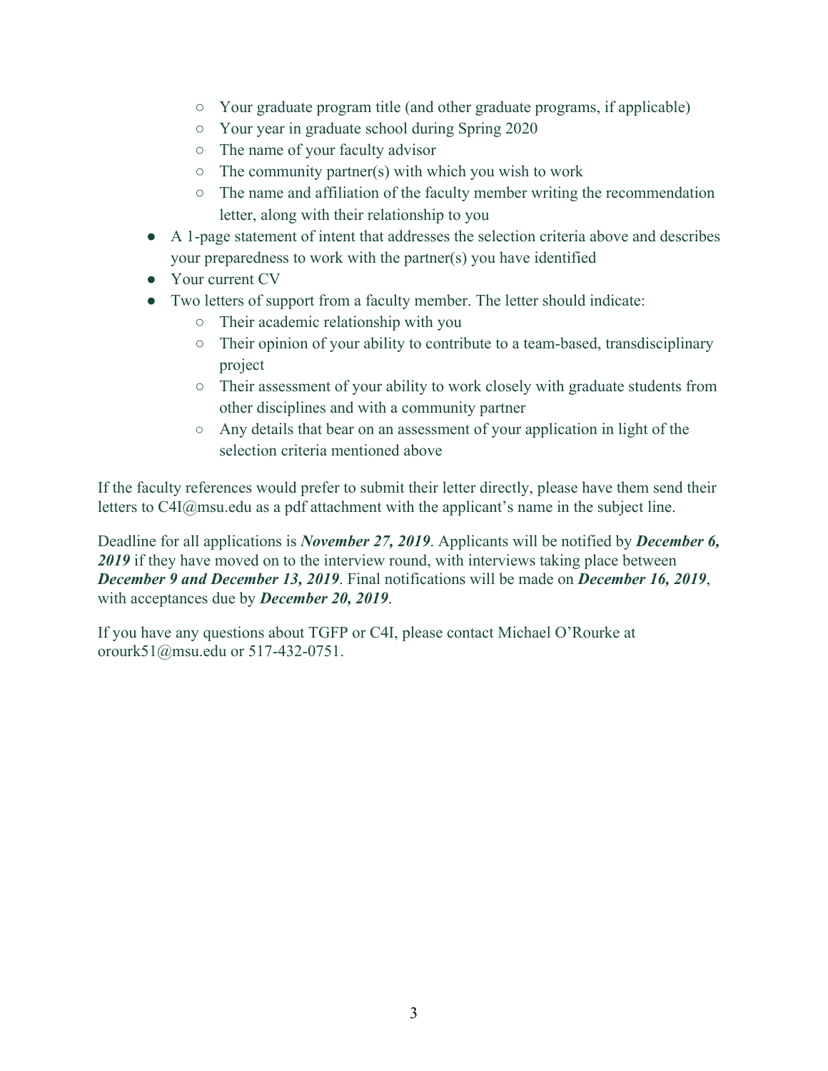- Your graduate program title (and other graduate programs, if applicable)
    - Your year in graduate school during Spring 2020
    - The name of your faculty advisor
    - The community partner(s) with which you wish to work
    - The name and affiliation of the faculty member writing the recommendation letter, along with their relationship to you
- A 1-page statement of intent that addresses the selection criteria above and describes your preparedness to work with the partner(s) you have identified
- Your current CV
- Two letters of support from a faculty member. The letter should indicate:
    - Their academic relationship with you
    - Their opinion of your ability to contribute to a team-based, transdisciplinary project
    - Their assessment of your ability to work closely with graduate students from other disciplines and with a community partner
    - Any details that bear on an assessment of your application in light of the selection criteria mentioned above

If the faculty references would prefer to submit their letter directly, please have them send their letters to C4I@msu.edu as a pdf attachment with the applicant's name in the subject line.

Deadline for all applications is ***November 27, 2019***. Applicants will be notified by ***December 6, 2019*** if they have moved on to the interview round, with interviews taking place between ***December 9 and December 13, 2019***. Final notifications will be made on ***December 16, 2019***, with acceptances due by ***December 20, 2019***.

If you have any questions about TGFP or C4I, please contact Michael O'Rourke at orourk51@msu.edu or 517-432-0751.